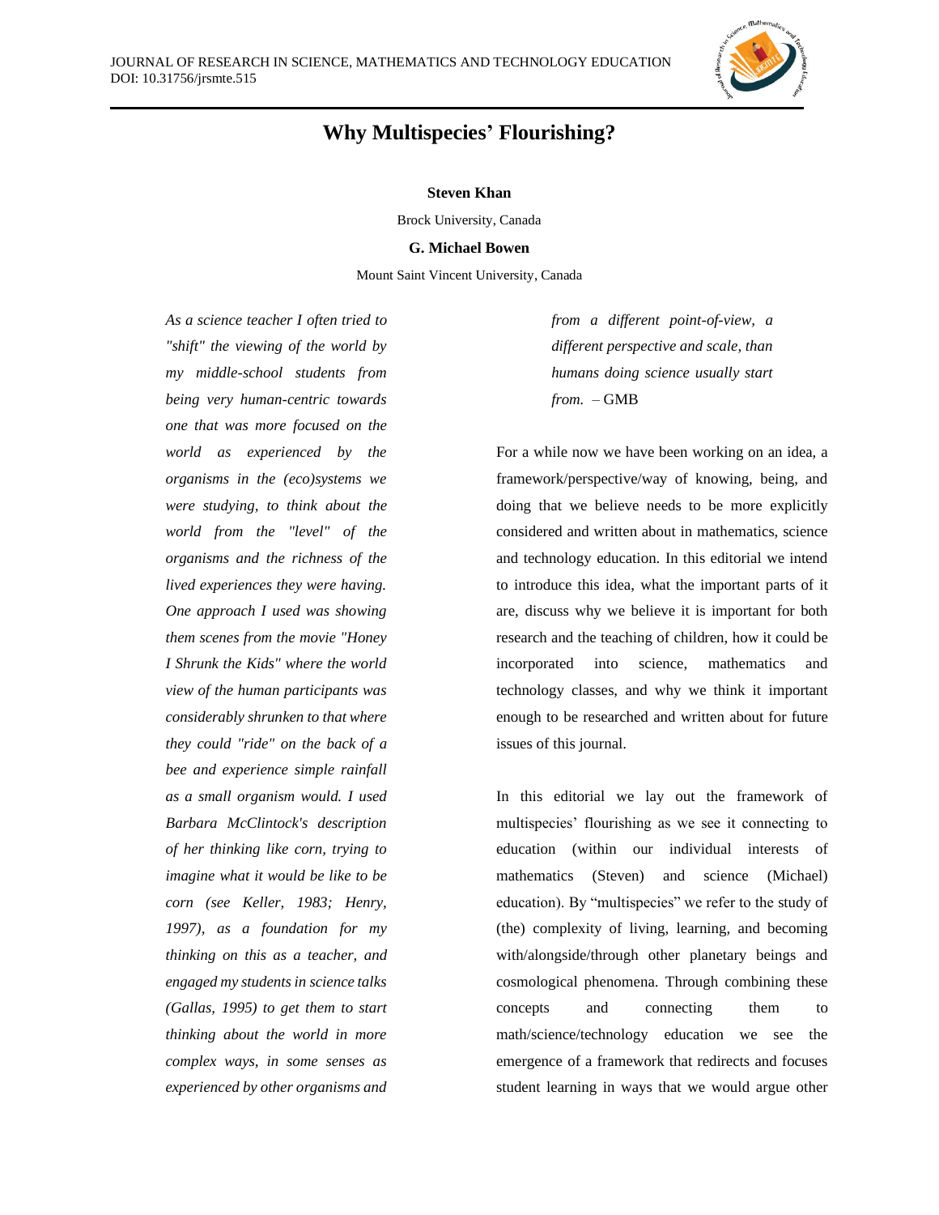# Why Multispecies' Flourishing?

**Steven Khan**

Brock University, Canada

**G. Michael Bowen**

Mount Saint Vincent University, Canada

*As a science teacher I often tried to "shift" the viewing of the world by my middle-school students from being very human-centric towards one that was more focused on the world as experienced by the organisms in the (eco)systems we were studying, to think about the world from the "level" of the organisms and the richness of the lived experiences they were having. One approach I used was showing them scenes from the movie "Honey I Shrunk the Kids" where the world view of the human participants was considerably shrunken to that where they could "ride" on the back of a bee and experience simple rainfall as a small organism would. I used Barbara McClintock's description of her thinking like corn, trying to imagine what it would be like to be corn (see Keller, 1983; Henry, 1997), as a foundation for my thinking on this as a teacher, and engaged my students in science talks (Gallas, 1995) to get them to start thinking about the world in more complex ways, in some senses as experienced by other organisms and from a different point-of-view, a different perspective and scale, than humans doing science usually start from.* – GMB

For a while now we have been working on an idea, a framework/perspective/way of knowing, being, and doing that we believe needs to be more explicitly considered and written about in mathematics, science and technology education. In this editorial we intend to introduce this idea, what the important parts of it are, discuss why we believe it is important for both research and the teaching of children, how it could be incorporated into science, mathematics and technology classes, and why we think it important enough to be researched and written about for future issues of this journal.

In this editorial we lay out the framework of multispecies' flourishing as we see it connecting to education (within our individual interests of mathematics (Steven) and science (Michael) education). By "multispecies" we refer to the study of (the) complexity of living, learning, and becoming with/alongside/through other planetary beings and cosmological phenomena. Through combining these concepts and connecting them to math/science/technology education we see the emergence of a framework that redirects and focuses student learning in ways that we would argue other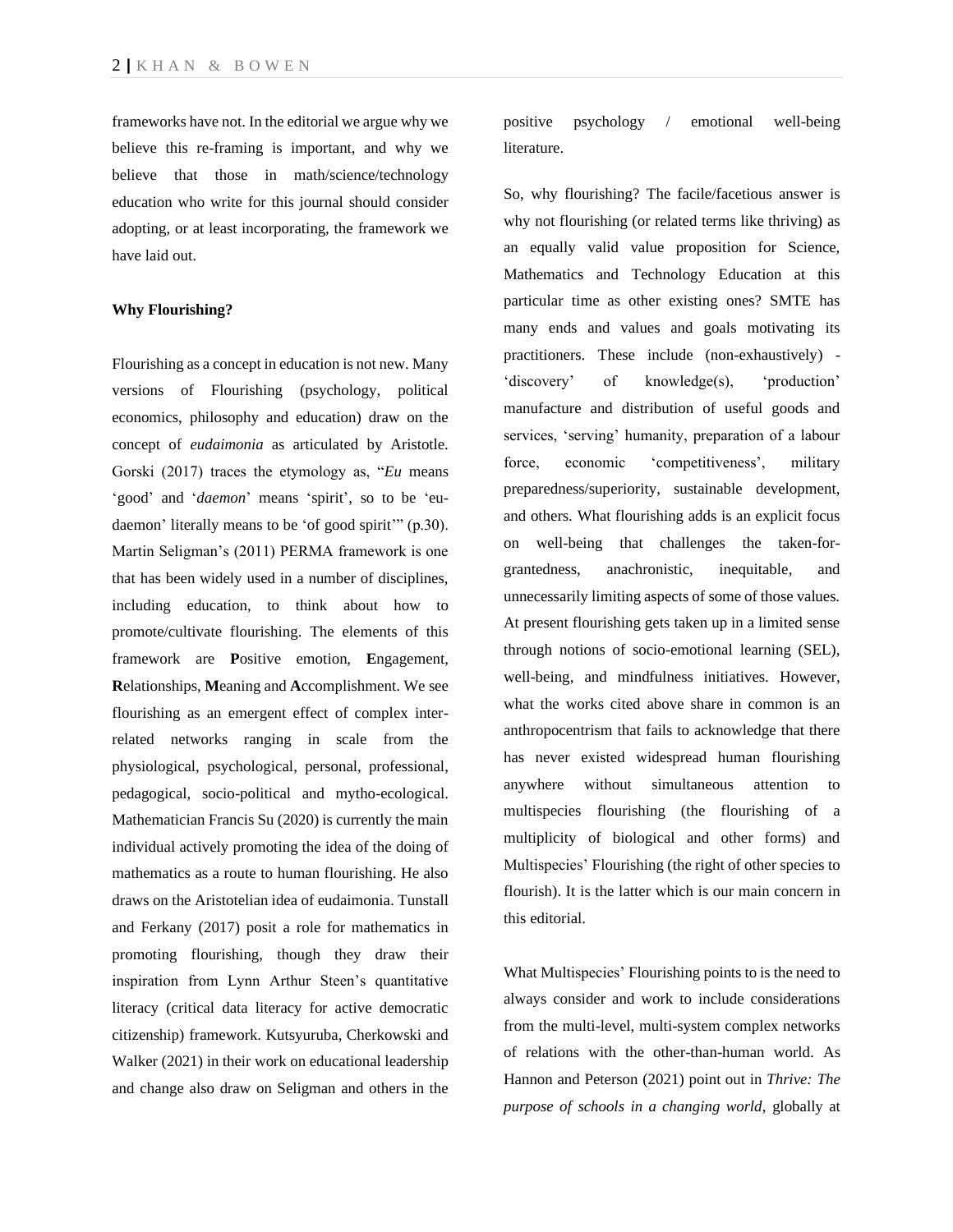frameworks have not. In the editorial we argue why we believe this re-framing is important, and why we believe that those in math/science/technology education who write for this journal should consider adopting, or at least incorporating, the framework we have laid out.

**Why Flourishing?**

Flourishing as a concept in education is not new. Many versions of Flourishing (psychology, political economics, philosophy and education) draw on the concept of *eudaimonia* as articulated by Aristotle. Gorski (2017) traces the etymology as, "*Eu* means 'good' and '*daemon*' means 'spirit', so to be 'eu-daemon' literally means to be 'of good spirit'" (p.30). Martin Seligman's (2011) PERMA framework is one that has been widely used in a number of disciplines, including education, to think about how to promote/cultivate flourishing. The elements of this framework are **P**ositive emotion, **E**ngagement, **R**elationships, **M**eaning and **A**ccomplishment. We see flourishing as an emergent effect of complex inter-related networks ranging in scale from the physiological, psychological, personal, professional, pedagogical, socio-political and mytho-ecological. Mathematician Francis Su (2020) is currently the main individual actively promoting the idea of the doing of mathematics as a route to human flourishing. He also draws on the Aristotelian idea of eudaimonia. Tunstall and Ferkany (2017) posit a role for mathematics in promoting flourishing, though they draw their inspiration from Lynn Arthur Steen's quantitative literacy (critical data literacy for active democratic citizenship) framework. Kutsyuruba, Cherkowski and Walker (2021) in their work on educational leadership and change also draw on Seligman and others in the positive psychology / emotional well-being literature.

So, why flourishing? The facile/facetious answer is why not flourishing (or related terms like thriving) as an equally valid value proposition for Science, Mathematics and Technology Education at this particular time as other existing ones? SMTE has many ends and values and goals motivating its practitioners. These include (non-exhaustively) - 'discovery' of knowledge(s), 'production' manufacture and distribution of useful goods and services, 'serving' humanity, preparation of a labour force, economic 'competitiveness', military preparedness/superiority, sustainable development, and others. What flourishing adds is an explicit focus on well-being that challenges the taken-for-grantedness, anachronistic, inequitable, and unnecessarily limiting aspects of some of those values. At present flourishing gets taken up in a limited sense through notions of socio-emotional learning (SEL), well-being, and mindfulness initiatives. However, what the works cited above share in common is an anthropocentrism that fails to acknowledge that there has never existed widespread human flourishing anywhere without simultaneous attention to multispecies flourishing (the flourishing of a multiplicity of biological and other forms) and Multispecies' Flourishing (the right of other species to flourish). It is the latter which is our main concern in this editorial.

What Multispecies' Flourishing points to is the need to always consider and work to include considerations from the multi-level, multi-system complex networks of relations with the other-than-human world. As Hannon and Peterson (2021) point out in *Thrive: The purpose of schools in a changing world*, globally at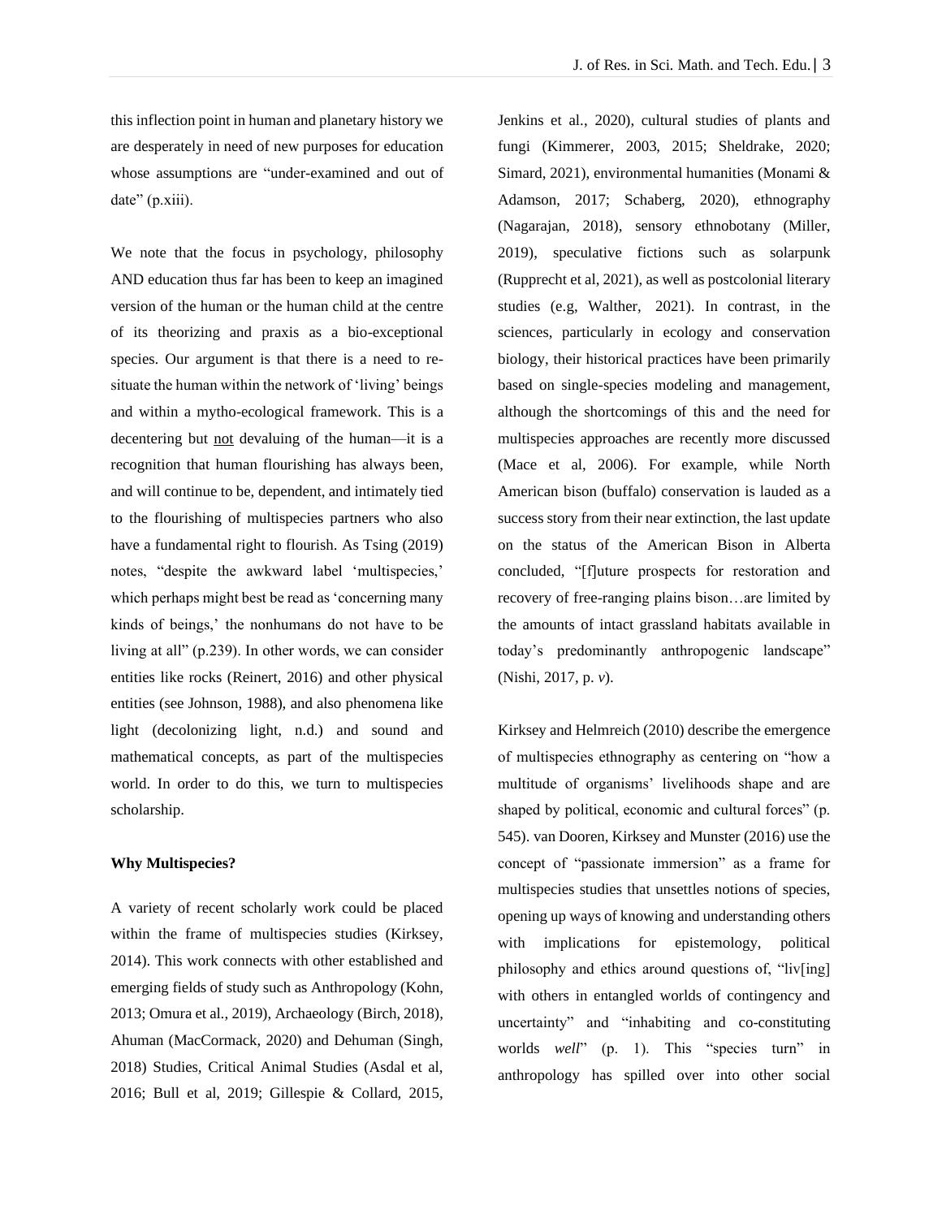this inflection point in human and planetary history we are desperately in need of new purposes for education whose assumptions are "under-examined and out of date" (p.xiii).

We note that the focus in psychology, philosophy AND education thus far has been to keep an imagined version of the human or the human child at the centre of its theorizing and praxis as a bio-exceptional species. Our argument is that there is a need to re-situate the human within the network of 'living' beings and within a mytho-ecological framework. This is a decentering but <u>not</u> devaluing of the human—it is a recognition that human flourishing has always been, and will continue to be, dependent, and intimately tied to the flourishing of multispecies partners who also have a fundamental right to flourish. As Tsing (2019) notes, "despite the awkward label 'multispecies,' which perhaps might best be read as 'concerning many kinds of beings,' the nonhumans do not have to be living at all" (p.239). In other words, we can consider entities like rocks (Reinert, 2016) and other physical entities (see Johnson, 1988), and also phenomena like light (decolonizing light, n.d.) and sound and mathematical concepts, as part of the multispecies world. In order to do this, we turn to multispecies scholarship.

**Why Multispecies?**

A variety of recent scholarly work could be placed within the frame of multispecies studies (Kirksey, 2014). This work connects with other established and emerging fields of study such as Anthropology (Kohn, 2013; Omura et al., 2019), Archaeology (Birch, 2018), Ahuman (MacCormack, 2020) and Dehuman (Singh, 2018) Studies, Critical Animal Studies (Asdal et al, 2016; Bull et al, 2019; Gillespie & Collard, 2015, Jenkins et al., 2020), cultural studies of plants and fungi (Kimmerer, 2003, 2015; Sheldrake, 2020; Simard, 2021), environmental humanities (Monami & Adamson, 2017; Schaberg, 2020), ethnography (Nagarajan, 2018), sensory ethnobotany (Miller, 2019), speculative fictions such as solarpunk (Rupprecht et al, 2021), as well as postcolonial literary studies (e.g, Walther, 2021). In contrast, in the sciences, particularly in ecology and conservation biology, their historical practices have been primarily based on single-species modeling and management, although the shortcomings of this and the need for multispecies approaches are recently more discussed (Mace et al, 2006). For example, while North American bison (buffalo) conservation is lauded as a success story from their near extinction, the last update on the status of the American Bison in Alberta concluded, "[f]uture prospects for restoration and recovery of free-ranging plains bison…are limited by the amounts of intact grassland habitats available in today's predominantly anthropogenic landscape" (Nishi, 2017, p. *v*).

Kirksey and Helmreich (2010) describe the emergence of multispecies ethnography as centering on "how a multitude of organisms' livelihoods shape and are shaped by political, economic and cultural forces" (p. 545). van Dooren, Kirksey and Munster (2016) use the concept of "passionate immersion" as a frame for multispecies studies that unsettles notions of species, opening up ways of knowing and understanding others with implications for epistemology, political philosophy and ethics around questions of, "liv[ing] with others in entangled worlds of contingency and uncertainty" and "inhabiting and co-constituting worlds *well*" (p. 1). This "species turn" in anthropology has spilled over into other social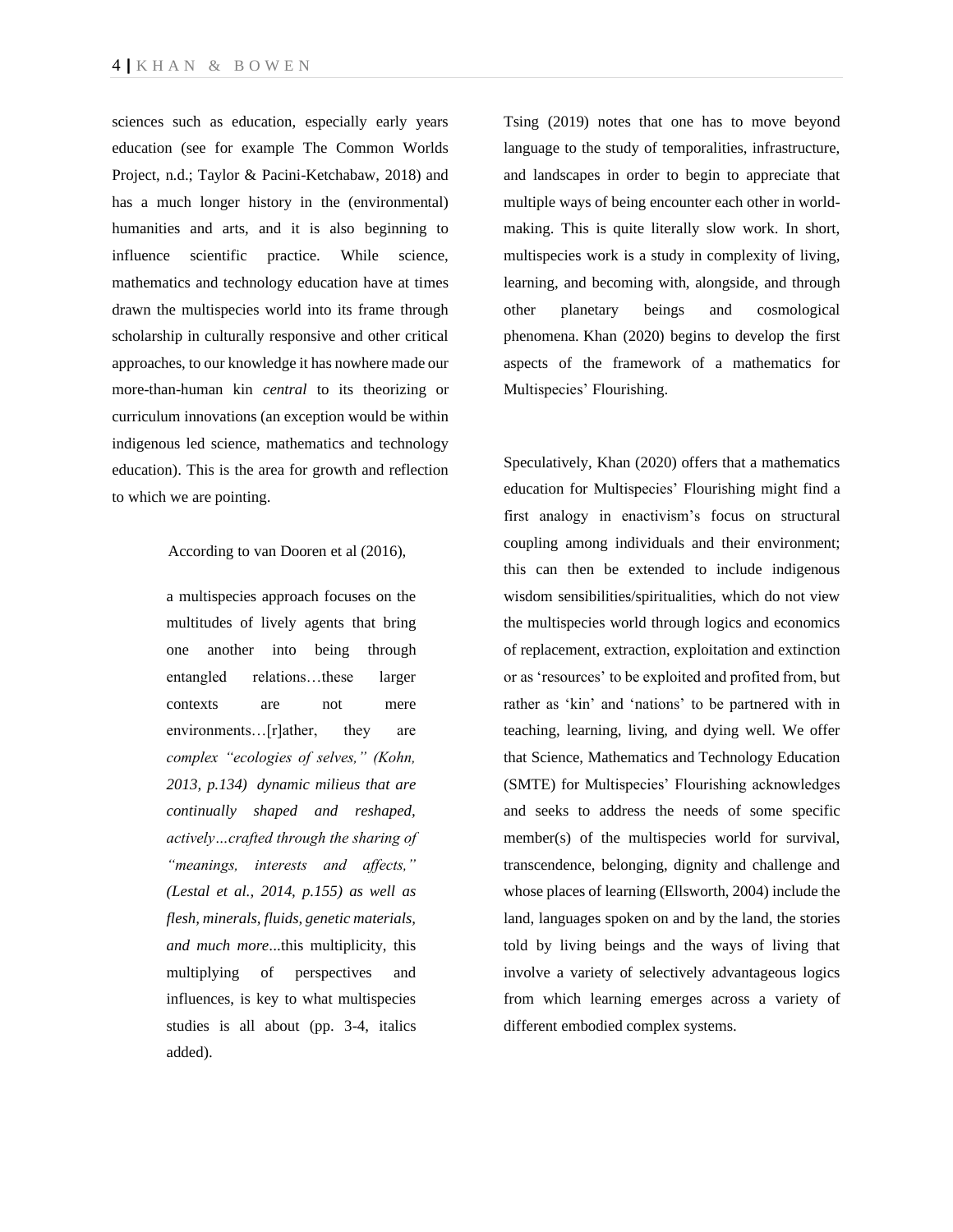sciences such as education, especially early years education (see for example The Common Worlds Project, n.d.; Taylor & Pacini-Ketchabaw, 2018) and has a much longer history in the (environmental) humanities and arts, and it is also beginning to influence scientific practice. While science, mathematics and technology education have at times drawn the multispecies world into its frame through scholarship in culturally responsive and other critical approaches, to our knowledge it has nowhere made our more-than-human kin *central* to its theorizing or curriculum innovations (an exception would be within indigenous led science, mathematics and technology education). This is the area for growth and reflection to which we are pointing.

According to van Dooren et al (2016),

> a multispecies approach focuses on the multitudes of lively agents that bring one another into being through entangled relations…these larger contexts are not mere environments…[r]ather, they are *complex "ecologies of selves," (Kohn, 2013, p.134) dynamic milieus that are continually shaped and reshaped, actively…crafted through the sharing of "meanings, interests and affects," (Lestal et al., 2014, p.155) as well as flesh, minerals, fluids, genetic materials, and much more*...this multiplicity, this multiplying of perspectives and influences, is key to what multispecies studies is all about (pp. 3-4, italics added).

Tsing (2019) notes that one has to move beyond language to the study of temporalities, infrastructure, and landscapes in order to begin to appreciate that multiple ways of being encounter each other in world-making. This is quite literally slow work. In short, multispecies work is a study in complexity of living, learning, and becoming with, alongside, and through other planetary beings and cosmological phenomena. Khan (2020) begins to develop the first aspects of the framework of a mathematics for Multispecies' Flourishing.

Speculatively, Khan (2020) offers that a mathematics education for Multispecies' Flourishing might find a first analogy in enactivism's focus on structural coupling among individuals and their environment; this can then be extended to include indigenous wisdom sensibilities/spiritualities, which do not view the multispecies world through logics and economics of replacement, extraction, exploitation and extinction or as 'resources' to be exploited and profited from, but rather as 'kin' and 'nations' to be partnered with in teaching, learning, living, and dying well. We offer that Science, Mathematics and Technology Education (SMTE) for Multispecies' Flourishing acknowledges and seeks to address the needs of some specific member(s) of the multispecies world for survival, transcendence, belonging, dignity and challenge and whose places of learning (Ellsworth, 2004) include the land, languages spoken on and by the land, the stories told by living beings and the ways of living that involve a variety of selectively advantageous logics from which learning emerges across a variety of different embodied complex systems.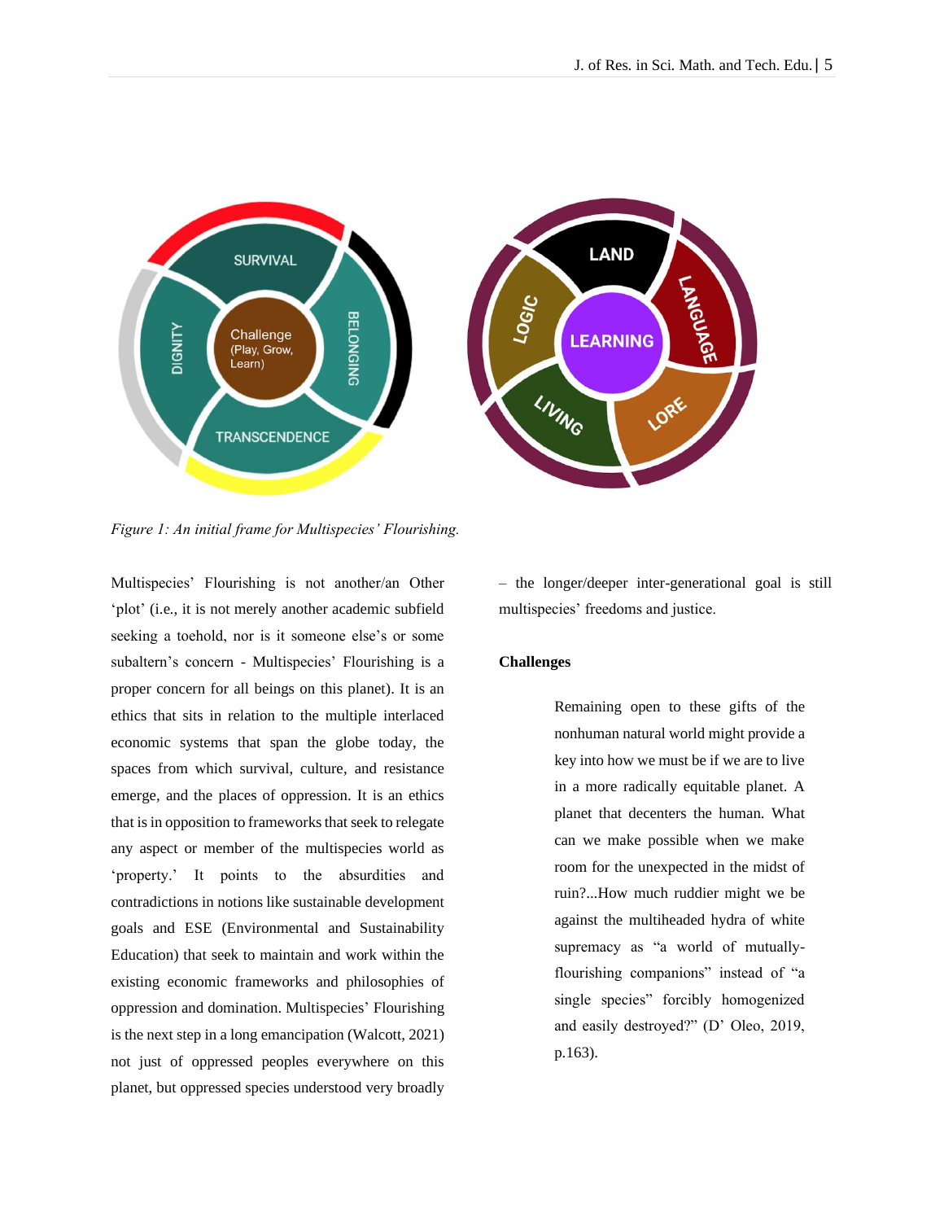SURVIVAL

DIGNITY

Challenge (Play, Grow, Learn)

BELONGING

TRANSCENDENCE

LAND

LOGIC

LEARNING

LANGUAGE

LIVING

LORE

*Figure 1: An initial frame for Multispecies' Flourishing.*

Multispecies' Flourishing is not another/an Other 'plot' (i.e., it is not merely another academic subfield seeking a toehold, nor is it someone else's or some subaltern's concern - Multispecies' Flourishing is a proper concern for all beings on this planet). It is an ethics that sits in relation to the multiple interlaced economic systems that span the globe today, the spaces from which survival, culture, and resistance emerge, and the places of oppression. It is an ethics that is in opposition to frameworks that seek to relegate any aspect or member of the multispecies world as 'property.' It points to the absurdities and contradictions in notions like sustainable development goals and ESE (Environmental and Sustainability Education) that seek to maintain and work within the existing economic frameworks and philosophies of oppression and domination. Multispecies' Flourishing is the next step in a long emancipation (Walcott, 2021) not just of oppressed peoples everywhere on this planet, but oppressed species understood very broadly – the longer/deeper inter-generational goal is still multispecies' freedoms and justice.

**Challenges**

> Remaining open to these gifts of the nonhuman natural world might provide a key into how we must be if we are to live in a more radically equitable planet. A planet that decenters the human. What can we make possible when we make room for the unexpected in the midst of ruin?...How much ruddier might we be against the multiheaded hydra of white supremacy as "a world of mutually-flourishing companions" instead of "a single species" forcibly homogenized and easily destroyed?" (D' Oleo, 2019, p.163).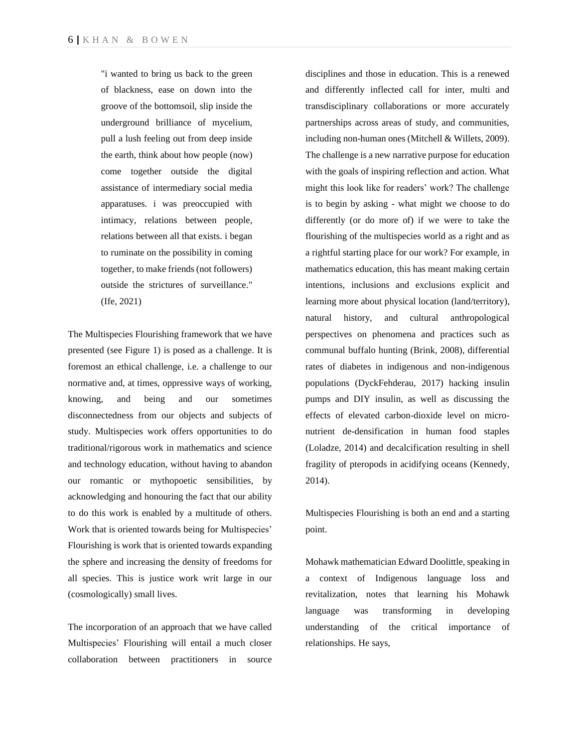> "i wanted to bring us back to the green of blackness, ease on down into the groove of the bottomsoil, slip inside the underground brilliance of mycelium, pull a lush feeling out from deep inside the earth, think about how people (now) come together outside the digital assistance of intermediary social media apparatuses. i was preoccupied with intimacy, relations between people, relations between all that exists. i began to ruminate on the possibility in coming together, to make friends (not followers) outside the strictures of surveillance." (Ife, 2021)

The Multispecies Flourishing framework that we have presented (see Figure 1) is posed as a challenge. It is foremost an ethical challenge, i.e. a challenge to our normative and, at times, oppressive ways of working, knowing, and being and our sometimes disconnectedness from our objects and subjects of study. Multispecies work offers opportunities to do traditional/rigorous work in mathematics and science and technology education, without having to abandon our romantic or mythopoetic sensibilities, by acknowledging and honouring the fact that our ability to do this work is enabled by a multitude of others. Work that is oriented towards being for Multispecies' Flourishing is work that is oriented towards expanding the sphere and increasing the density of freedoms for all species. This is justice work writ large in our (cosmologically) small lives.

The incorporation of an approach that we have called Multispecies' Flourishing will entail a much closer collaboration between practitioners in source disciplines and those in education. This is a renewed and differently inflected call for inter, multi and transdisciplinary collaborations or more accurately partnerships across areas of study, and communities, including non-human ones (Mitchell & Willets, 2009). The challenge is a new narrative purpose for education with the goals of inspiring reflection and action. What might this look like for readers' work? The challenge is to begin by asking - what might we choose to do differently (or do more of) if we were to take the flourishing of the multispecies world as a right and as a rightful starting place for our work? For example, in mathematics education, this has meant making certain intentions, inclusions and exclusions explicit and learning more about physical location (land/territory), natural history, and cultural anthropological perspectives on phenomena and practices such as communal buffalo hunting (Brink, 2008), differential rates of diabetes in indigenous and non-indigenous populations (DyckFehderau, 2017) hacking insulin pumps and DIY insulin, as well as discussing the effects of elevated carbon-dioxide level on micro-nutrient de-densification in human food staples (Loladze, 2014) and decalcification resulting in shell fragility of pteropods in acidifying oceans (Kennedy, 2014).

Multispecies Flourishing is both an end and a starting point.

Mohawk mathematician Edward Doolittle, speaking in a context of Indigenous language loss and revitalization, notes that learning his Mohawk language was transforming in developing understanding of the critical importance of relationships. He says,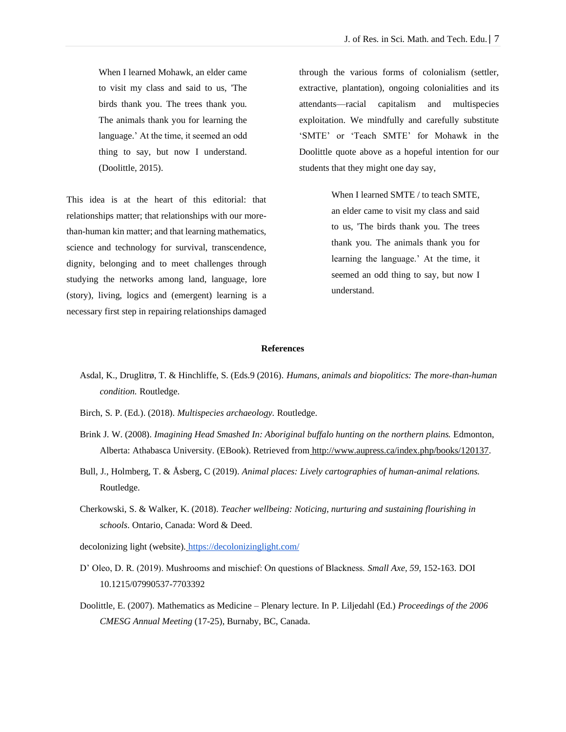> When I learned Mohawk, an elder came to visit my class and said to us, 'The birds thank you. The trees thank you. The animals thank you for learning the language.' At the time, it seemed an odd thing to say, but now I understand. (Doolittle, 2015).

This idea is at the heart of this editorial: that relationships matter; that relationships with our more-than-human kin matter; and that learning mathematics, science and technology for survival, transcendence, dignity, belonging and to meet challenges through studying the networks among land, language, lore (story), living, logics and (emergent) learning is a necessary first step in repairing relationships damaged through the various forms of colonialism (settler, extractive, plantation), ongoing colonialities and its attendants—racial capitalism and multispecies exploitation. We mindfully and carefully substitute 'SMTE' or 'Teach SMTE' for Mohawk in the Doolittle quote above as a hopeful intention for our students that they might one day say,

> When I learned SMTE / to teach SMTE, an elder came to visit my class and said to us, 'The birds thank you. The trees thank you. The animals thank you for learning the language.' At the time, it seemed an odd thing to say, but now I understand.

## References

Asdal, K., Druglitrø, T. & Hinchliffe, S. (Eds.9 (2016). *Humans, animals and biopolitics: The more-than-human condition.* Routledge.

Birch, S. P. (Ed.). (2018). *Multispecies archaeology.* Routledge.

Brink J. W. (2008). *Imagining Head Smashed In: Aboriginal buffalo hunting on the northern plains.* Edmonton, Alberta: Athabasca University. (EBook). Retrieved from http://www.aupress.ca/index.php/books/120137.

Bull, J., Holmberg, T. & Åsberg, C (2019). *Animal places: Lively cartographies of human-animal relations.* Routledge.

Cherkowski, S. & Walker, K. (2018). *Teacher wellbeing: Noticing, nurturing and sustaining flourishing in schools*. Ontario, Canada: Word & Deed.

decolonizing light (website). https://decolonizinglight.com/

D' Oleo, D. R. (2019). Mushrooms and mischief: On questions of Blackness. *Small Axe, 59*, 152-163. DOI 10.1215/07990537-7703392

Doolittle, E. (2007). Mathematics as Medicine – Plenary lecture. In P. Liljedahl (Ed.) *Proceedings of the 2006 CMESG Annual Meeting* (17-25), Burnaby, BC, Canada.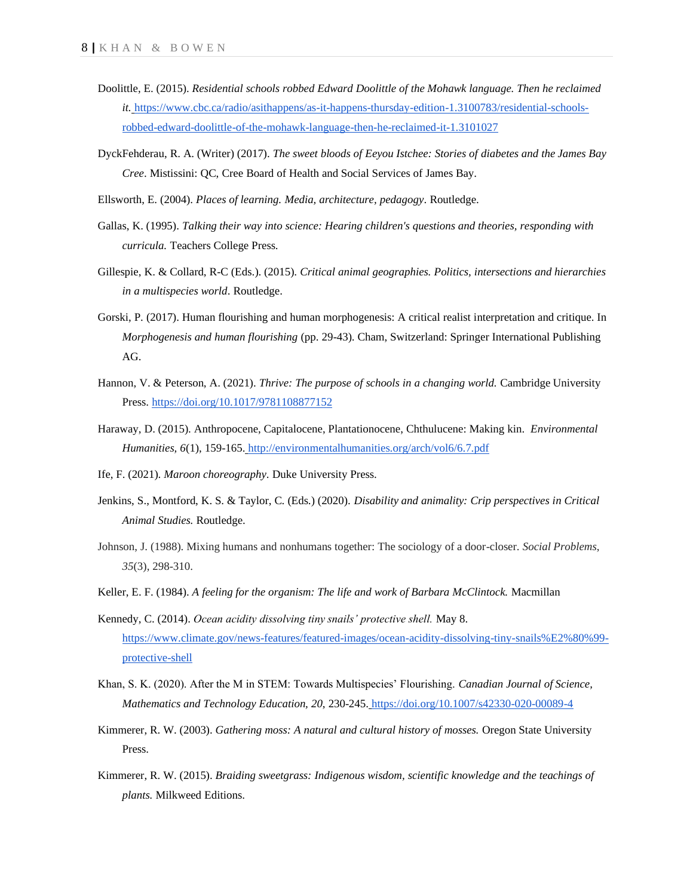Doolittle, E. (2015). *Residential schools robbed Edward Doolittle of the Mohawk language. Then he reclaimed it.* https://www.cbc.ca/radio/asithappens/as-it-happens-thursday-edition-1.3100783/residential-schools-robbed-edward-doolittle-of-the-mohawk-language-then-he-reclaimed-it-1.3101027

DyckFehderau, R. A. (Writer) (2017). *The sweet bloods of Eeyou Istchee: Stories of diabetes and the James Bay Cree*. Mistissini: QC, Cree Board of Health and Social Services of James Bay.

Ellsworth, E. (2004). *Places of learning. Media, architecture, pedagogy*. Routledge.

Gallas, K. (1995). *Talking their way into science: Hearing children's questions and theories, responding with curricula.* Teachers College Press.

Gillespie, K. & Collard, R-C (Eds.). (2015). *Critical animal geographies. Politics, intersections and hierarchies in a multispecies world*. Routledge.

Gorski, P. (2017). Human flourishing and human morphogenesis: A critical realist interpretation and critique. In *Morphogenesis and human flourishing* (pp. 29-43). Cham, Switzerland: Springer International Publishing AG.

Hannon, V. & Peterson, A. (2021). *Thrive: The purpose of schools in a changing world.* Cambridge University Press. https://doi.org/10.1017/9781108877152

Haraway, D. (2015). Anthropocene, Capitalocene, Plantationocene, Chthulucene: Making kin. *Environmental Humanities, 6*(1), 159-165. http://environmentalhumanities.org/arch/vol6/6.7.pdf

Ife, F. (2021). *Maroon choreography*. Duke University Press.

Jenkins, S., Montford, K. S. & Taylor, C. (Eds.) (2020). *Disability and animality: Crip perspectives in Critical Animal Studies.* Routledge.

Johnson, J. (1988). Mixing humans and nonhumans together: The sociology of a door-closer. *Social Problems, 35*(3), 298-310.

Keller, E. F. (1984). *A feeling for the organism: The life and work of Barbara McClintock.* Macmillan

Kennedy, C. (2014). *Ocean acidity dissolving tiny snails' protective shell.* May 8. https://www.climate.gov/news-features/featured-images/ocean-acidity-dissolving-tiny-snails%E2%80%99-protective-shell

Khan, S. K. (2020). After the M in STEM: Towards Multispecies' Flourishing. *Canadian Journal of Science, Mathematics and Technology Education, 20,* 230-245. https://doi.org/10.1007/s42330-020-00089-4

Kimmerer, R. W. (2003). *Gathering moss: A natural and cultural history of mosses.* Oregon State University Press.

Kimmerer, R. W. (2015). *Braiding sweetgrass: Indigenous wisdom, scientific knowledge and the teachings of plants.* Milkweed Editions.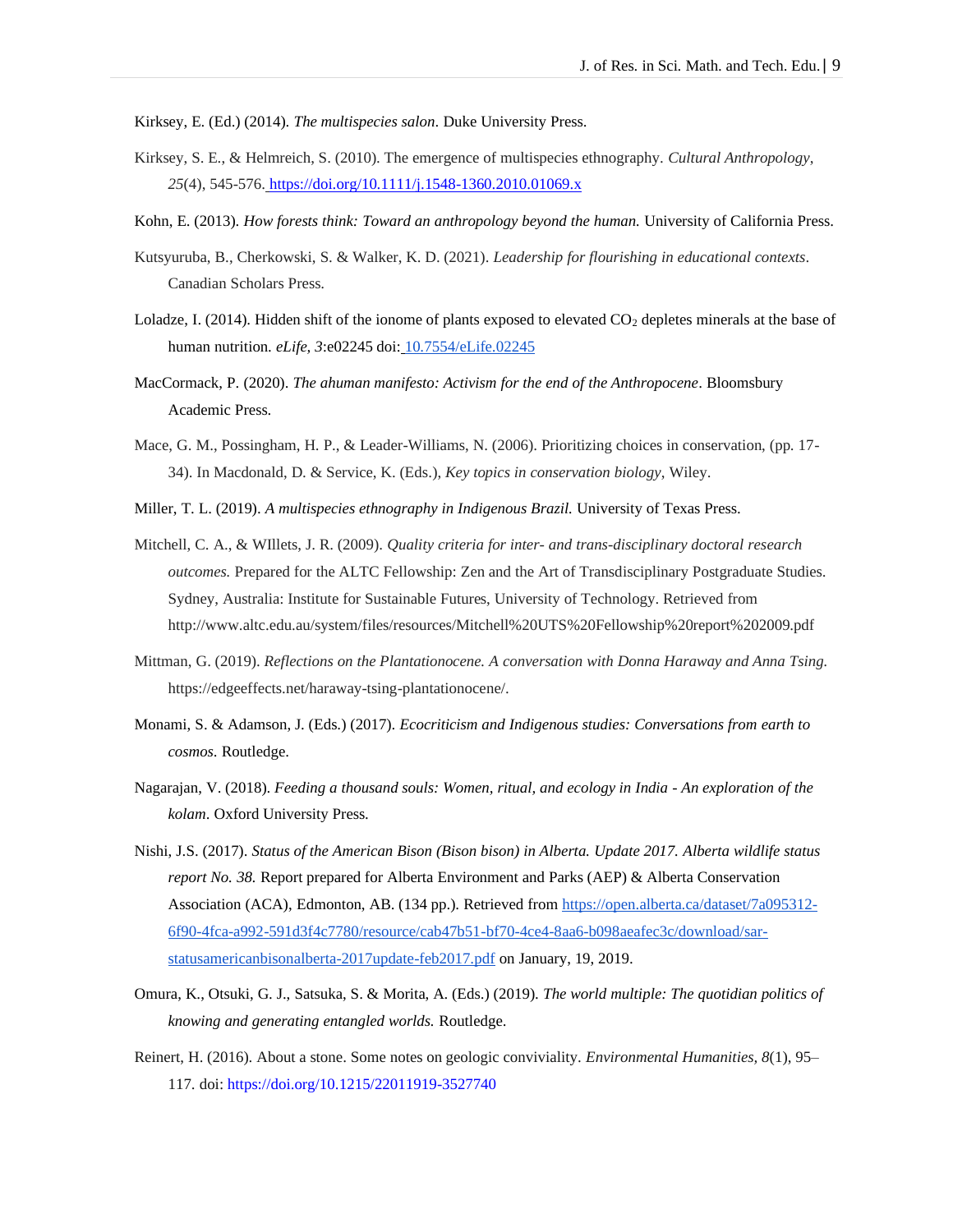Kirksey, E. (Ed.) (2014). *The multispecies salon*. Duke University Press.

Kirksey, S. E., & Helmreich, S. (2010). The emergence of multispecies ethnography. *Cultural Anthropology*, *25*(4), 545-576. https://doi.org/10.1111/j.1548-1360.2010.01069.x

Kohn, E. (2013). *How forests think: Toward an anthropology beyond the human.* University of California Press.

Kutsyuruba, B., Cherkowski, S. & Walker, K. D. (2021). *Leadership for flourishing in educational contexts*. Canadian Scholars Press.

Loladze, I. (2014). Hidden shift of the ionome of plants exposed to elevated $CO_2$ depletes minerals at the base of human nutrition. *eLife, 3*:e02245 doi: 10.7554/eLife.02245

MacCormack, P. (2020). *The ahuman manifesto: Activism for the end of the Anthropocene*. Bloomsbury Academic Press.

Mace, G. M., Possingham, H. P., & Leader-Williams, N. (2006). Prioritizing choices in conservation, (pp. 17-34). In Macdonald, D. & Service, K. (Eds.), *Key topics in conservation biology*, Wiley.

Miller, T. L. (2019). *A multispecies ethnography in Indigenous Brazil.* University of Texas Press.

Mitchell, C. A., & WIllets, J. R. (2009). *Quality criteria for inter- and trans-disciplinary doctoral research outcomes.* Prepared for the ALTC Fellowship: Zen and the Art of Transdisciplinary Postgraduate Studies. Sydney, Australia: Institute for Sustainable Futures, University of Technology. Retrieved from http://www.altc.edu.au/system/files/resources/Mitchell%20UTS%20Fellowship%20report%202009.pdf

Mittman, G. (2019). *Reflections on the Plantationocene. A conversation with Donna Haraway and Anna Tsing.* https://edgeeffects.net/haraway-tsing-plantationocene/.

Monami, S. & Adamson, J. (Eds.) (2017). *Ecocriticism and Indigenous studies: Conversations from earth to cosmos*. Routledge.

Nagarajan, V. (2018). *Feeding a thousand souls: Women, ritual, and ecology in India - An exploration of the kolam*. Oxford University Press.

Nishi, J.S. (2017). *Status of the American Bison (Bison bison) in Alberta. Update 2017. Alberta wildlife status report No. 38.* Report prepared for Alberta Environment and Parks (AEP) & Alberta Conservation Association (ACA), Edmonton, AB. (134 pp.). Retrieved from https://open.alberta.ca/dataset/7a095312-6f90-4fca-a992-591d3f4c7780/resource/cab47b51-bf70-4ce4-8aa6-b098aeafec3c/download/sar-statusamericanbisonalberta-2017update-feb2017.pdf on January, 19, 2019.

Omura, K., Otsuki, G. J., Satsuka, S. & Morita, A. (Eds.) (2019). *The world multiple: The quotidian politics of knowing and generating entangled worlds.* Routledge.

Reinert, H. (2016). About a stone. Some notes on geologic conviviality. *Environmental Humanities, 8*(1), 95–117. doi: https://doi.org/10.1215/22011919-3527740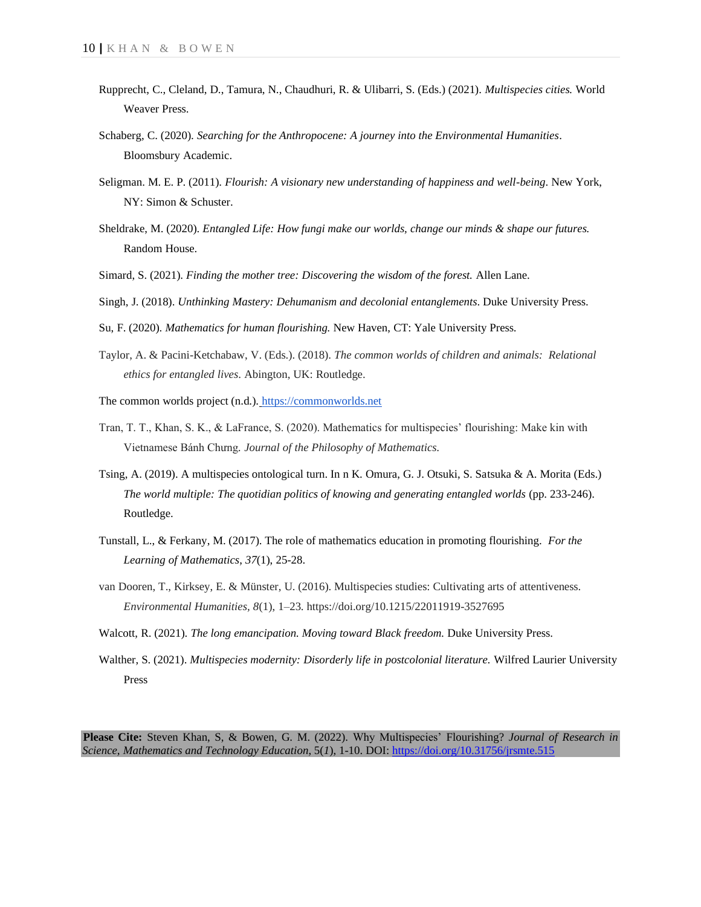Rupprecht, C., Cleland, D., Tamura, N., Chaudhuri, R. & Ulibarri, S. (Eds.) (2021). *Multispecies cities.* World Weaver Press.

Schaberg, C. (2020). *Searching for the Anthropocene: A journey into the Environmental Humanities*. Bloomsbury Academic.

Seligman. M. E. P. (2011). *Flourish: A visionary new understanding of happiness and well-being*. New York, NY: Simon & Schuster.

Sheldrake, M. (2020). *Entangled Life: How fungi make our worlds, change our minds & shape our futures.* Random House.

Simard, S. (2021). *Finding the mother tree: Discovering the wisdom of the forest.* Allen Lane.

Singh, J. (2018). *Unthinking Mastery: Dehumanism and decolonial entanglements*. Duke University Press.

Su, F. (2020). *Mathematics for human flourishing.* New Haven, CT: Yale University Press.

Taylor, A. & Pacini-Ketchabaw, V. (Eds.). (2018). *The common worlds of children and animals: Relational ethics for entangled lives*. Abington, UK: Routledge.

The common worlds project (n.d.). https://commonworlds.net

Tran, T. T., Khan, S. K., & LaFrance, S. (2020). Mathematics for multispecies' flourishing: Make kin with Vietnamese Bánh Chưng. *Journal of the Philosophy of Mathematics.*

Tsing, A. (2019). A multispecies ontological turn. In n K. Omura, G. J. Otsuki, S. Satsuka & A. Morita (Eds.) *The world multiple: The quotidian politics of knowing and generating entangled worlds* (pp. 233-246). Routledge.

Tunstall, L., & Ferkany, M. (2017). The role of mathematics education in promoting flourishing. *For the Learning of Mathematics*, *37*(1), 25-28.

van Dooren, T., Kirksey, E. & Münster, U. (2016). Multispecies studies: Cultivating arts of attentiveness. *Environmental Humanities, 8*(1), 1–23. https://doi.org/10.1215/22011919-3527695

Walcott, R. (2021). *The long emancipation. Moving toward Black freedom.* Duke University Press.

Walther, S. (2021). *Multispecies modernity: Disorderly life in postcolonial literature.* Wilfred Laurier University Press

**Please Cite:** Steven Khan, S, & Bowen, G. M. (2022). Why Multispecies' Flourishing? *Journal of Research in Science, Mathematics and Technology Education*, 5(*1*), 1-10. DOI: https://doi.org/10.31756/jrsmte.515